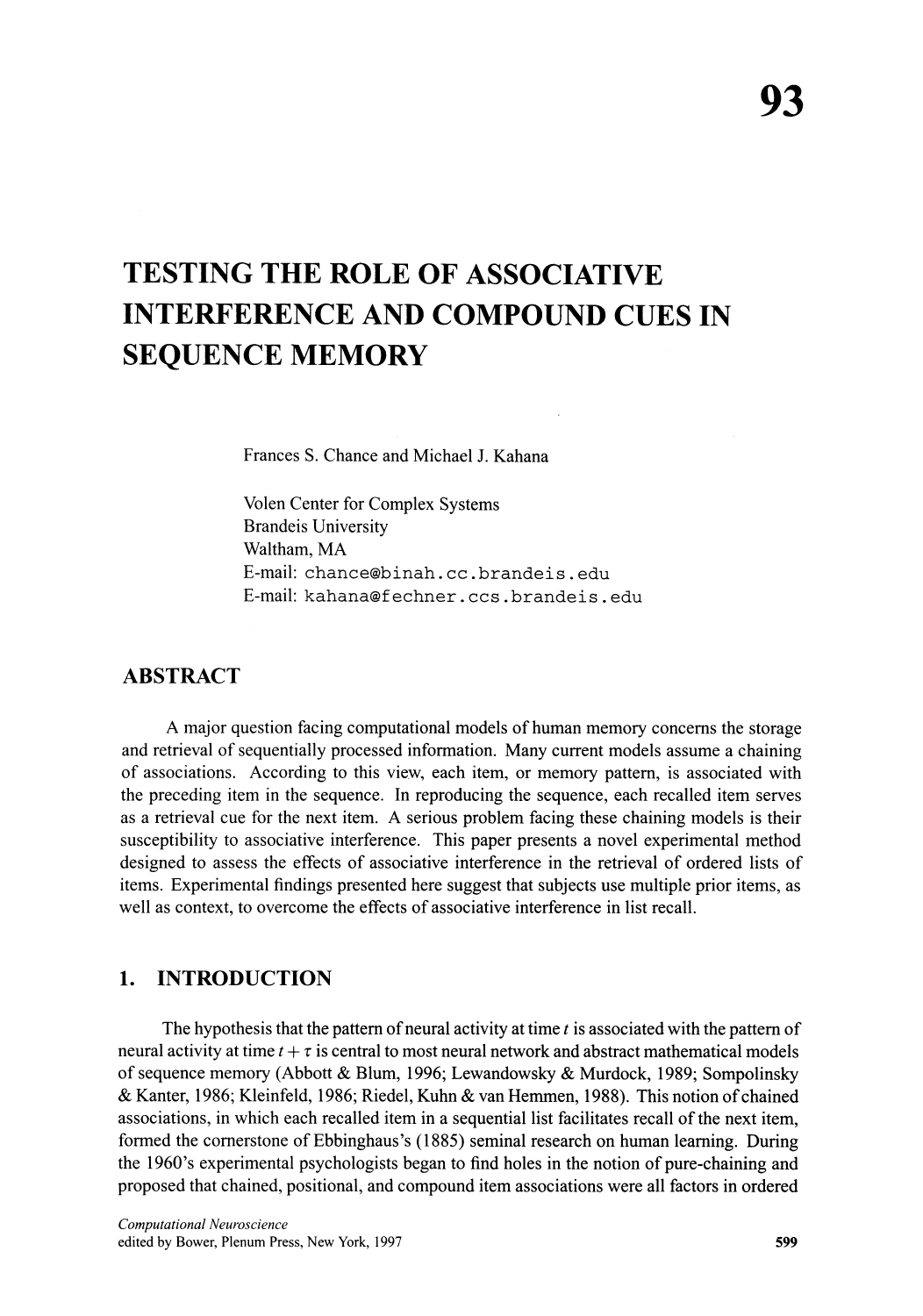# TESTING THE ROLE OF ASSOCIATIVE INTERFERENCE AND COMPOUND CUES IN SEQUENCE MEMORY

Frances S. Chance and Michael J. Kahana

Volen Center for Complex Systems
Brandeis University
Waltham, MA
E-mail: chance@binah.cc.brandeis.edu
E-mail: kahana@fechner.ccs.brandeis.edu

## ABSTRACT

A major question facing computational models of human memory concerns the storage and retrieval of sequentially processed information. Many current models assume a chaining of associations. According to this view, each item, or memory pattern, is associated with the preceding item in the sequence. In reproducing the sequence, each recalled item serves as a retrieval cue for the next item. A serious problem facing these chaining models is their susceptibility to associative interference. This paper presents a novel experimental method designed to assess the effects of associative interference in the retrieval of ordered lists of items. Experimental findings presented here suggest that subjects use multiple prior items, as well as context, to overcome the effects of associative interference in list recall.

## 1. INTRODUCTION

The hypothesis that the pattern of neural activity at time $t$ is associated with the pattern of neural activity at time $t + \tau$ is central to most neural network and abstract mathematical models of sequence memory (Abbott & Blum, 1996; Lewandowsky & Murdock, 1989; Sompolinsky & Kanter, 1986; Kleinfeld, 1986; Riedel, Kuhn & van Hemmen, 1988). This notion of chained associations, in which each recalled item in a sequential list facilitates recall of the next item, formed the cornerstone of Ebbinghaus's (1885) seminal research on human learning. During the 1960's experimental psychologists began to find holes in the notion of pure-chaining and proposed that chained, positional, and compound item associations were all factors in ordered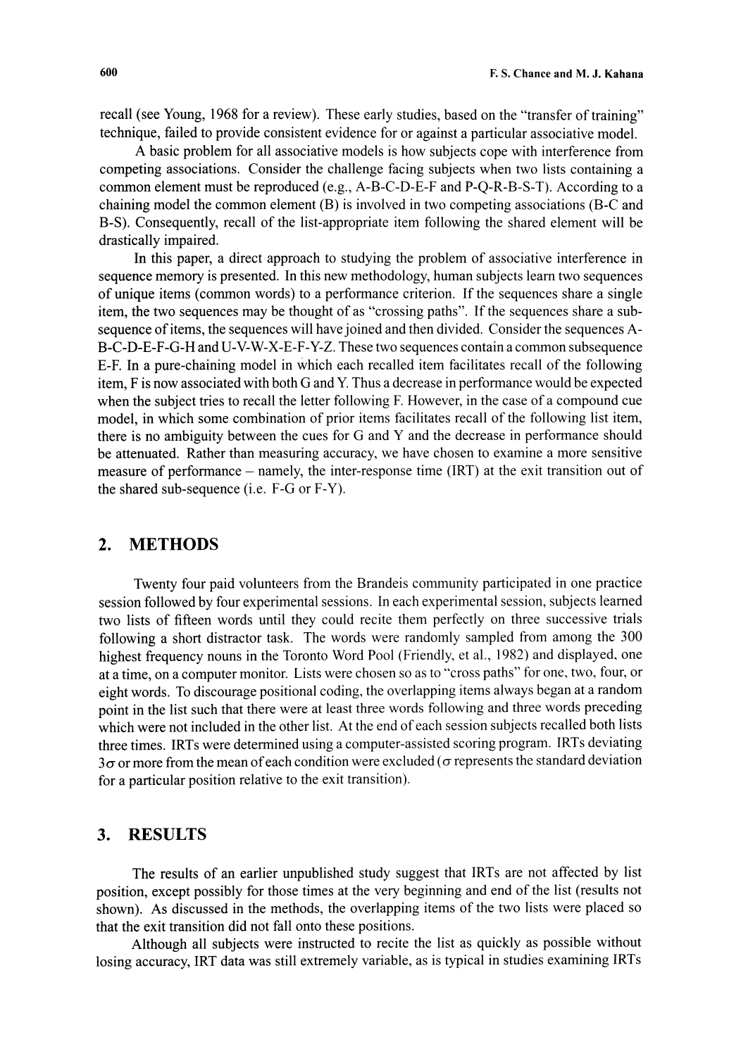recall (see Young, 1968 for a review). These early studies, based on the "transfer of training" technique, failed to provide consistent evidence for or against a particular associative model.

A basic problem for all associative models is how subjects cope with interference from competing associations. Consider the challenge facing subjects when two lists containing a common element must be reproduced (e.g., A-B-C-D-E-F and P-Q-R-B-S-T). According to a chaining model the common element (B) is involved in two competing associations (B-C and B-S). Consequently, recall of the list-appropriate item following the shared element will be drastically impaired.

In this paper, a direct approach to studying the problem of associative interference in sequence memory is presented. In this new methodology, human subjects learn two sequences of unique items (common words) to a performance criterion. If the sequences share a single item, the two sequences may be thought of as "crossing paths". If the sequences share a sub-sequence of items, the sequences will have joined and then divided. Consider the sequences A-B-C-D-E-F-G-H and U-V-W-X-E-F-Y-Z. These two sequences contain a common subsequence E-F. In a pure-chaining model in which each recalled item facilitates recall of the following item, F is now associated with both G and Y. Thus a decrease in performance would be expected when the subject tries to recall the letter following F. However, in the case of a compound cue model, in which some combination of prior items facilitates recall of the following list item, there is no ambiguity between the cues for G and Y and the decrease in performance should be attenuated. Rather than measuring accuracy, we have chosen to examine a more sensitive measure of performance – namely, the inter-response time (IRT) at the exit transition out of the shared sub-sequence (i.e. F-G or F-Y).

## 2. METHODS

Twenty four paid volunteers from the Brandeis community participated in one practice session followed by four experimental sessions. In each experimental session, subjects learned two lists of fifteen words until they could recite them perfectly on three successive trials following a short distractor task. The words were randomly sampled from among the 300 highest frequency nouns in the Toronto Word Pool (Friendly, et al., 1982) and displayed, one at a time, on a computer monitor. Lists were chosen so as to "cross paths" for one, two, four, or eight words. To discourage positional coding, the overlapping items always began at a random point in the list such that there were at least three words following and three words preceding which were not included in the other list. At the end of each session subjects recalled both lists three times. IRTs were determined using a computer-assisted scoring program. IRTs deviating $3\sigma$ or more from the mean of each condition were excluded ($\sigma$ represents the standard deviation for a particular position relative to the exit transition).

## 3. RESULTS

The results of an earlier unpublished study suggest that IRTs are not affected by list position, except possibly for those times at the very beginning and end of the list (results not shown). As discussed in the methods, the overlapping items of the two lists were placed so that the exit transition did not fall onto these positions.

Although all subjects were instructed to recite the list as quickly as possible without losing accuracy, IRT data was still extremely variable, as is typical in studies examining IRTs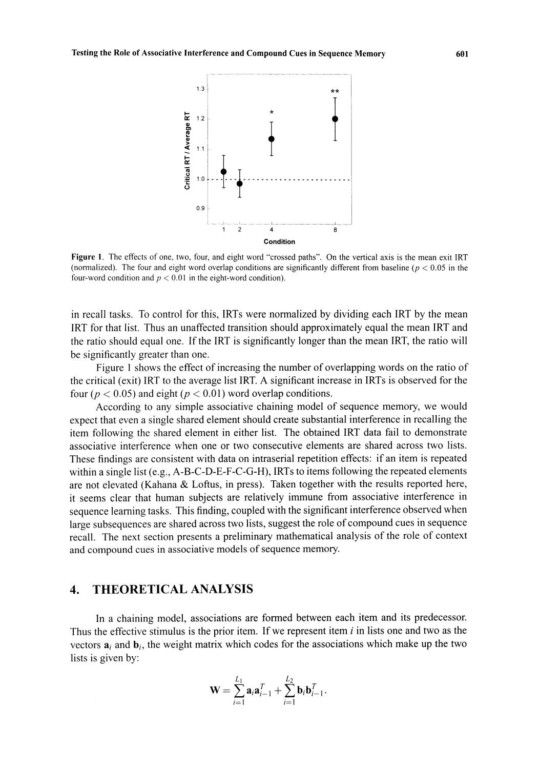1.3

1.2

1.1

1.0

0.9

Critical RT / Average RT

*

**

1 2 4 8

Condition

Figure 1. The effects of one, two, four, and eight word "crossed paths". On the vertical axis is the mean exit IRT (normalized). The four and eight word overlap conditions are significantly different from baseline ($p < 0.05$ in the four-word condition and $p < 0.01$ in the eight-word condition).

in recall tasks. To control for this, IRTs were normalized by dividing each IRT by the mean IRT for that list. Thus an unaffected transition should approximately equal the mean IRT and the ratio should equal one. If the IRT is significantly longer than the mean IRT, the ratio will be significantly greater than one.

Figure 1 shows the effect of increasing the number of overlapping words on the ratio of the critical (exit) IRT to the average list IRT. A significant increase in IRTs is observed for the four ($p < 0.05$) and eight ($p < 0.01$) word overlap conditions.

According to any simple associative chaining model of sequence memory, we would expect that even a single shared element should create substantial interference in recalling the item following the shared element in either list. The obtained IRT data fail to demonstrate associative interference when one or two consecutive elements are shared across two lists. These findings are consistent with data on intraserial repetition effects: if an item is repeated within a single list (e.g., A-B-C-D-E-F-C-G-H), IRTs to items following the repeated elements are not elevated (Kahana & Loftus, in press). Taken together with the results reported here, it seems clear that human subjects are relatively immune from associative interference in sequence learning tasks. This finding, coupled with the significant interference observed when large subsequences are shared across two lists, suggest the role of compound cues in sequence recall. The next section presents a preliminary mathematical analysis of the role of context and compound cues in associative models of sequence memory.

## 4. THEORETICAL ANALYSIS

In a chaining model, associations are formed between each item and its predecessor. Thus the effective stimulus is the prior item. If we represent item $i$ in lists one and two as the vectors $\mathbf{a}_i$ and $\mathbf{b}_i$, the weight matrix which codes for the associations which make up the two lists is given by:

$$\mathbf{W} = \sum_{i=1}^{L_1} \mathbf{a}_i \mathbf{a}_{i-1}^T + \sum_{i=1}^{L_2} \mathbf{b}_i \mathbf{b}_{i-1}^T.$$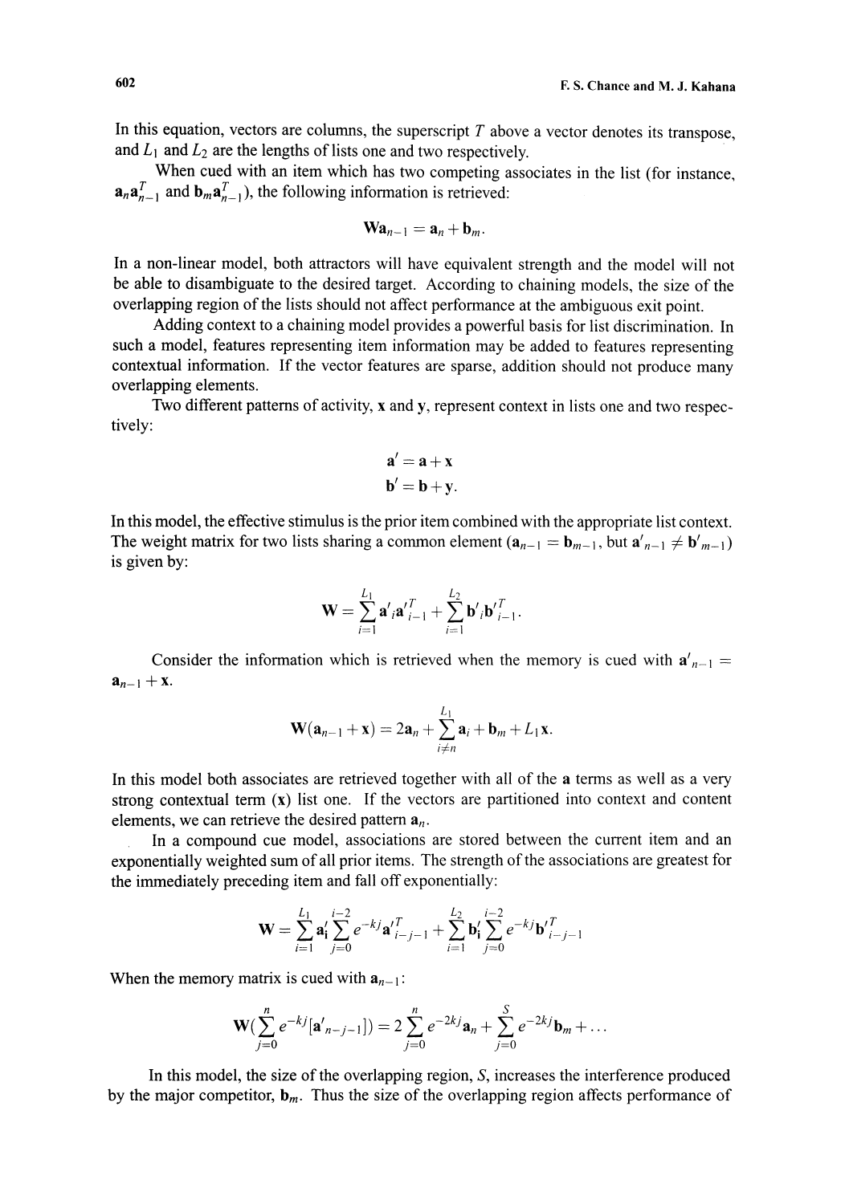In this equation, vectors are columns, the superscript $T$ above a vector denotes its transpose, and $L_1$ and $L_2$ are the lengths of lists one and two respectively.

When cued with an item which has two competing associates in the list (for instance, $\mathbf{a}_n\mathbf{a}_{n-1}^T$ and $\mathbf{b}_m\mathbf{a}_{n-1}^T$), the following information is retrieved:

$$\mathbf{W}\mathbf{a}_{n-1} = \mathbf{a}_n + \mathbf{b}_m.$$

In a non-linear model, both attractors will have equivalent strength and the model will not be able to disambiguate to the desired target. According to chaining models, the size of the overlapping region of the lists should not affect performance at the ambiguous exit point.

Adding context to a chaining model provides a powerful basis for list discrimination. In such a model, features representing item information may be added to features representing contextual information. If the vector features are sparse, addition should not produce many overlapping elements.

Two different patterns of activity, $\mathbf{x}$ and $\mathbf{y}$, represent context in lists one and two respectively:

$$\mathbf{a}' = \mathbf{a} + \mathbf{x}$$
$$\mathbf{b}' = \mathbf{b} + \mathbf{y}.$$

In this model, the effective stimulus is the prior item combined with the appropriate list context. The weight matrix for two lists sharing a common element ($\mathbf{a}_{n-1} = \mathbf{b}_{m-1}$, but $\mathbf{a}'_{n-1} \neq \mathbf{b}'_{m-1}$) is given by:

$$\mathbf{W} = \sum_{i=1}^{L_1} \mathbf{a}'_i \mathbf{a}'^T_{i-1} + \sum_{i=1}^{L_2} \mathbf{b}'_i \mathbf{b}'^T_{i-1}.$$

Consider the information which is retrieved when the memory is cued with $\mathbf{a}'_{n-1} = \mathbf{a}_{n-1} + \mathbf{x}$.

$$\mathbf{W}(\mathbf{a}_{n-1} + \mathbf{x}) = 2\mathbf{a}_n + \sum_{i \neq n}^{L_1} \mathbf{a}_i + \mathbf{b}_m + L_1\mathbf{x}.$$

In this model both associates are retrieved together with all of the $\mathbf{a}$ terms as well as a very strong contextual term ($\mathbf{x}$) list one. If the vectors are partitioned into context and content elements, we can retrieve the desired pattern $\mathbf{a}_n$.

In a compound cue model, associations are stored between the current item and an exponentially weighted sum of all prior items. The strength of the associations are greatest for the immediately preceding item and fall off exponentially:

$$\mathbf{W} = \sum_{i=1}^{L_1} \mathbf{a}_i \sum_{j=0}^{i-2} e^{-kj} \mathbf{a}'^T_{i-j-1} + \sum_{i=1}^{L_2} \mathbf{b}_i \sum_{j=0}^{i-2} e^{-kj} \mathbf{b}'^T_{i-j-1}$$

When the memory matrix is cued with $\mathbf{a}_{n-1}$:

$$\mathbf{W}\left(\sum_{j=0}^{n} e^{-kj}[\mathbf{a}'_{n-j-1}]\right) = 2\sum_{j=0}^{n} e^{-2kj}\mathbf{a}_n + \sum_{j=0}^{S} e^{-2kj}\mathbf{b}_m + \ldots$$

In this model, the size of the overlapping region, $S$, increases the interference produced by the major competitor, $\mathbf{b}_m$. Thus the size of the overlapping region affects performance of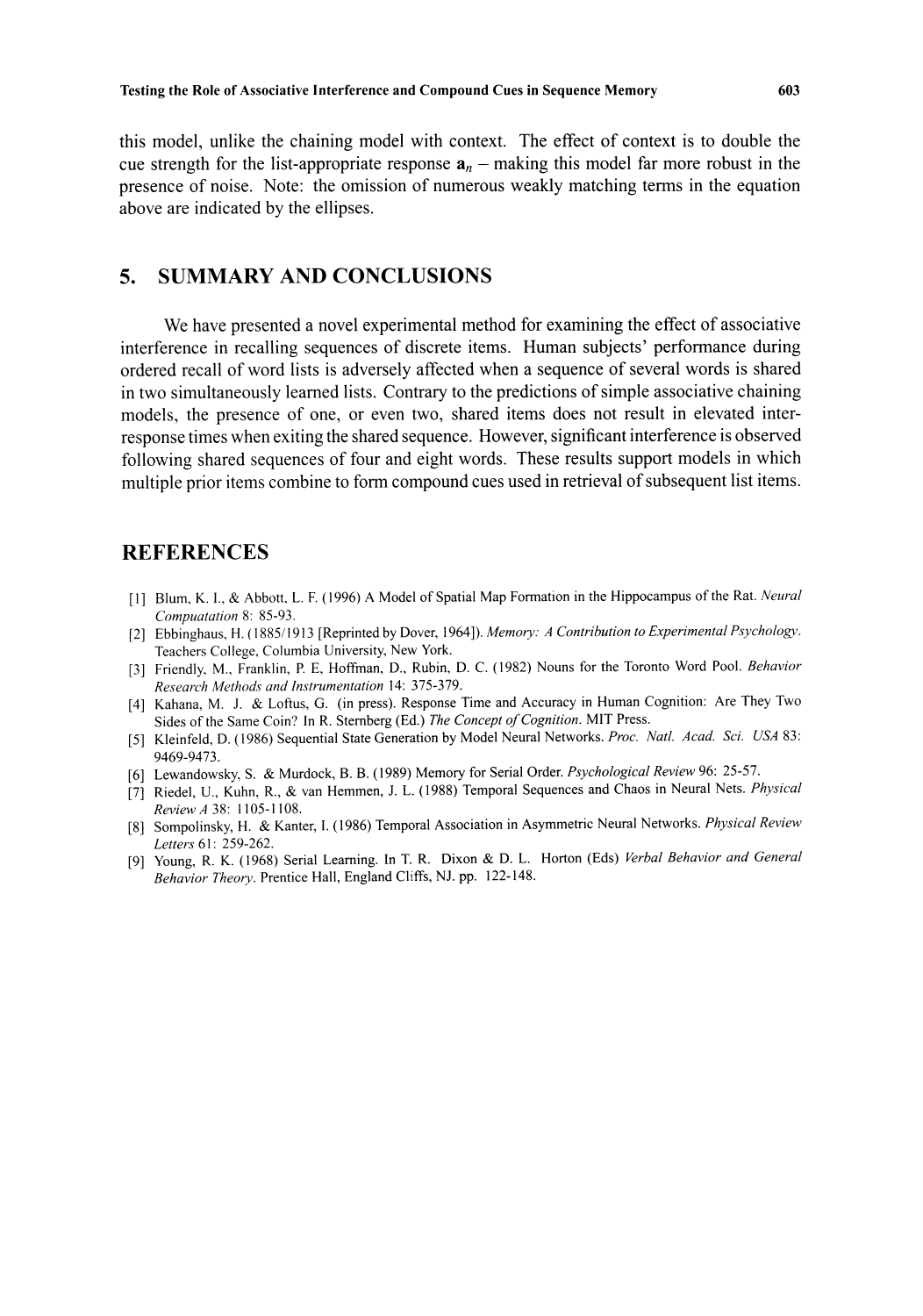this model, unlike the chaining model with context. The effect of context is to double the cue strength for the list-appropriate response $\mathbf{a}_n$ – making this model far more robust in the presence of noise. Note: the omission of numerous weakly matching terms in the equation above are indicated by the ellipses.

## 5. SUMMARY AND CONCLUSIONS

We have presented a novel experimental method for examining the effect of associative interference in recalling sequences of discrete items. Human subjects' performance during ordered recall of word lists is adversely affected when a sequence of several words is shared in two simultaneously learned lists. Contrary to the predictions of simple associative chaining models, the presence of one, or even two, shared items does not result in elevated inter-response times when exiting the shared sequence. However, significant interference is observed following shared sequences of four and eight words. These results support models in which multiple prior items combine to form compound cues used in retrieval of subsequent list items.

## REFERENCES

[1] Blum, K. I., & Abbott, L. F. (1996) A Model of Spatial Map Formation in the Hippocampus of the Rat. *Neural Compuatation* 8: 85-93.

[2] Ebbinghaus, H. (1885/1913 [Reprinted by Dover, 1964]). *Memory: A Contribution to Experimental Psychology.* Teachers College, Columbia University, New York.

[3] Friendly, M., Franklin, P. E, Hoffman, D., Rubin, D. C. (1982) Nouns for the Toronto Word Pool. *Behavior Research Methods and Instrumentation* 14: 375-379.

[4] Kahana, M. J. & Loftus, G. (in press). Response Time and Accuracy in Human Cognition: Are They Two Sides of the Same Coin? In R. Sternberg (Ed.) *The Concept of Cognition.* MIT Press.

[5] Kleinfeld, D. (1986) Sequential State Generation by Model Neural Networks. *Proc. Natl. Acad. Sci. USA* 83: 9469-9473.

[6] Lewandowsky, S. & Murdock, B. B. (1989) Memory for Serial Order. *Psychological Review* 96: 25-57.

[7] Riedel, U., Kuhn, R., & van Hemmen, J. L. (1988) Temporal Sequences and Chaos in Neural Nets. *Physical Review A* 38: 1105-1108.

[8] Sompolinsky, H. & Kanter, I. (1986) Temporal Association in Asymmetric Neural Networks. *Physical Review Letters* 61: 259-262.

[9] Young, R. K. (1968) Serial Learning. In T. R. Dixon & D. L. Horton (Eds) *Verbal Behavior and General Behavior Theory.* Prentice Hall, England Cliffs, NJ. pp. 122-148.